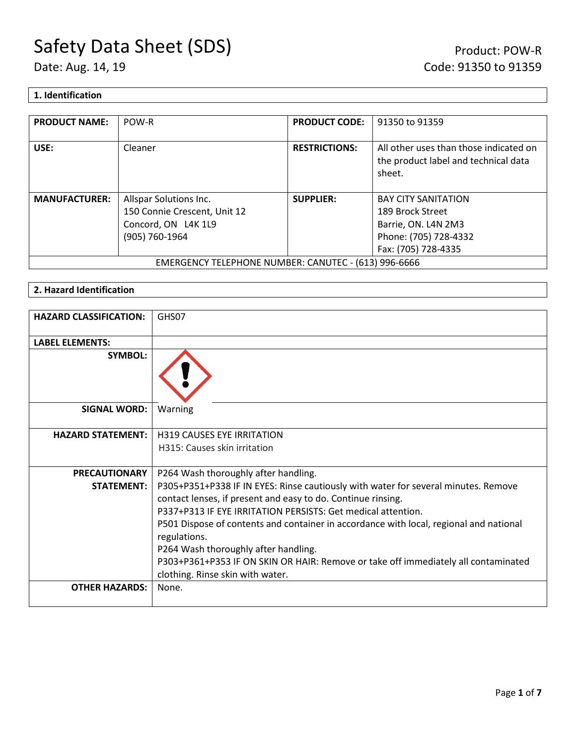# Safety Data Sheet (SDS)

Date: Aug. 14, 19

Product: POW-R
Code: 91350 to 91359

## 1. Identification

| PRODUCT NAME: | POW-R | PRODUCT CODE: | 91350 to 91359 |
|---|---|---|---|
| USE: | Cleaner | RESTRICTIONS: | All other uses than those indicated on the product label and technical data sheet. |
| MANUFACTURER: | Allspar Solutions Inc.<br>150 Connie Crescent, Unit 12<br>Concord, ON L4K 1L9<br>(905) 760-1964 | SUPPLIER: | BAY CITY SANITATION<br>189 Brock Street<br>Barrie, ON. L4N 2M3<br>Phone: (705) 728-4332<br>Fax: (705) 728-4335 |
| EMERGENCY TELEPHONE NUMBER: CANUTEC - (613) 996-6666 | | | |

## 2. Hazard Identification

| HAZARD CLASSIFICATION: | GHS07 |
|---|---|
| LABEL ELEMENTS: | |
| SYMBOL: | |
| SIGNAL WORD: | Warning |
| HAZARD STATEMENT: | H319 CAUSES EYE IRRITATION<br>H315: Causes skin irritation |
| PRECAUTIONARY STATEMENT: | P264 Wash thoroughly after handling.<br>P305+P351+P338 IF IN EYES: Rinse cautiously with water for several minutes. Remove contact lenses, if present and easy to do. Continue rinsing.<br>P337+P313 IF EYE IRRITATION PERSISTS: Get medical attention.<br>P501 Dispose of contents and container in accordance with local, regional and national regulations.<br>P264 Wash thoroughly after handling.<br>P303+P361+P353 IF ON SKIN OR HAIR: Remove or take off immediately all contaminated clothing. Rinse skin with water. |
| OTHER HAZARDS: | None. |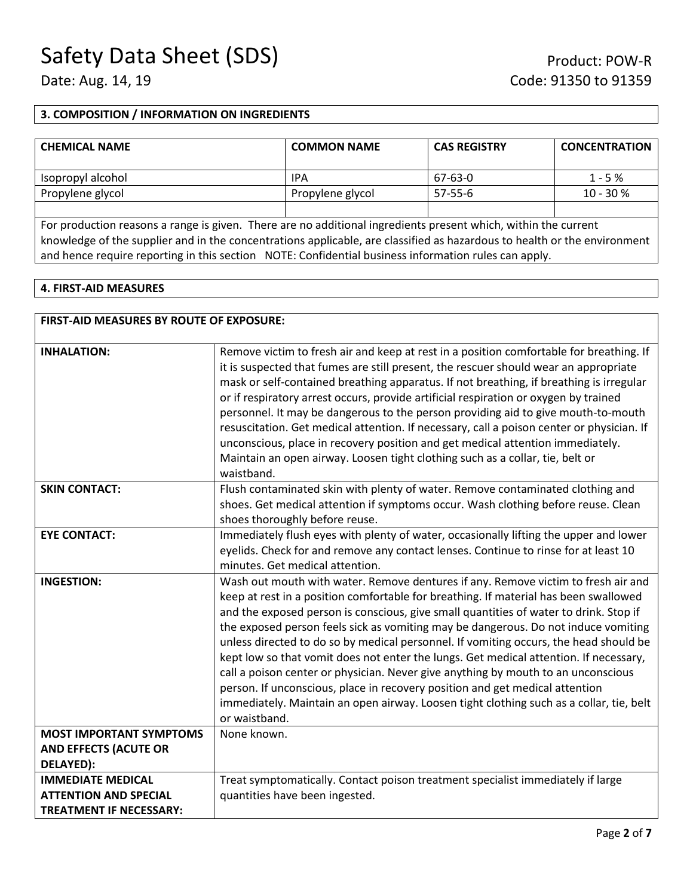## 3. COMPOSITION / INFORMATION ON INGREDIENTS

| CHEMICAL NAME | COMMON NAME | CAS REGISTRY | CONCENTRATION |
|---|---|---|---|
| Isopropyl alcohol | IPA | 67-63-0 | 1 - 5 % |
| Propylene glycol | Propylene glycol | 57-55-6 | 10 - 30 % |
| | | | |

For production reasons a range is given. There are no additional ingredients present which, within the current knowledge of the supplier and in the concentrations applicable, are classified as hazardous to health or the environment and hence require reporting in this section NOTE: Confidential business information rules can apply.

## 4. FIRST-AID MEASURES

| FIRST-AID MEASURES BY ROUTE OF EXPOSURE: | |
|---|---|
| **INHALATION:** | Remove victim to fresh air and keep at rest in a position comfortable for breathing. If it is suspected that fumes are still present, the rescuer should wear an appropriate mask or self-contained breathing apparatus. If not breathing, if breathing is irregular or if respiratory arrest occurs, provide artificial respiration or oxygen by trained personnel. It may be dangerous to the person providing aid to give mouth-to-mouth resuscitation. Get medical attention. If necessary, call a poison center or physician. If unconscious, place in recovery position and get medical attention immediately. Maintain an open airway. Loosen tight clothing such as a collar, tie, belt or waistband. |
| **SKIN CONTACT:** | Flush contaminated skin with plenty of water. Remove contaminated clothing and shoes. Get medical attention if symptoms occur. Wash clothing before reuse. Clean shoes thoroughly before reuse. |
| **EYE CONTACT:** | Immediately flush eyes with plenty of water, occasionally lifting the upper and lower eyelids. Check for and remove any contact lenses. Continue to rinse for at least 10 minutes. Get medical attention. |
| **INGESTION:** | Wash out mouth with water. Remove dentures if any. Remove victim to fresh air and keep at rest in a position comfortable for breathing. If material has been swallowed and the exposed person is conscious, give small quantities of water to drink. Stop if the exposed person feels sick as vomiting may be dangerous. Do not induce vomiting unless directed to do so by medical personnel. If vomiting occurs, the head should be kept low so that vomit does not enter the lungs. Get medical attention. If necessary, call a poison center or physician. Never give anything by mouth to an unconscious person. If unconscious, place in recovery position and get medical attention immediately. Maintain an open airway. Loosen tight clothing such as a collar, tie, belt or waistband. |
| **MOST IMPORTANT SYMPTOMS AND EFFECTS (ACUTE OR DELAYED):** | None known. |
| **IMMEDIATE MEDICAL ATTENTION AND SPECIAL TREATMENT IF NECESSARY:** | Treat symptomatically. Contact poison treatment specialist immediately if large quantities have been ingested. |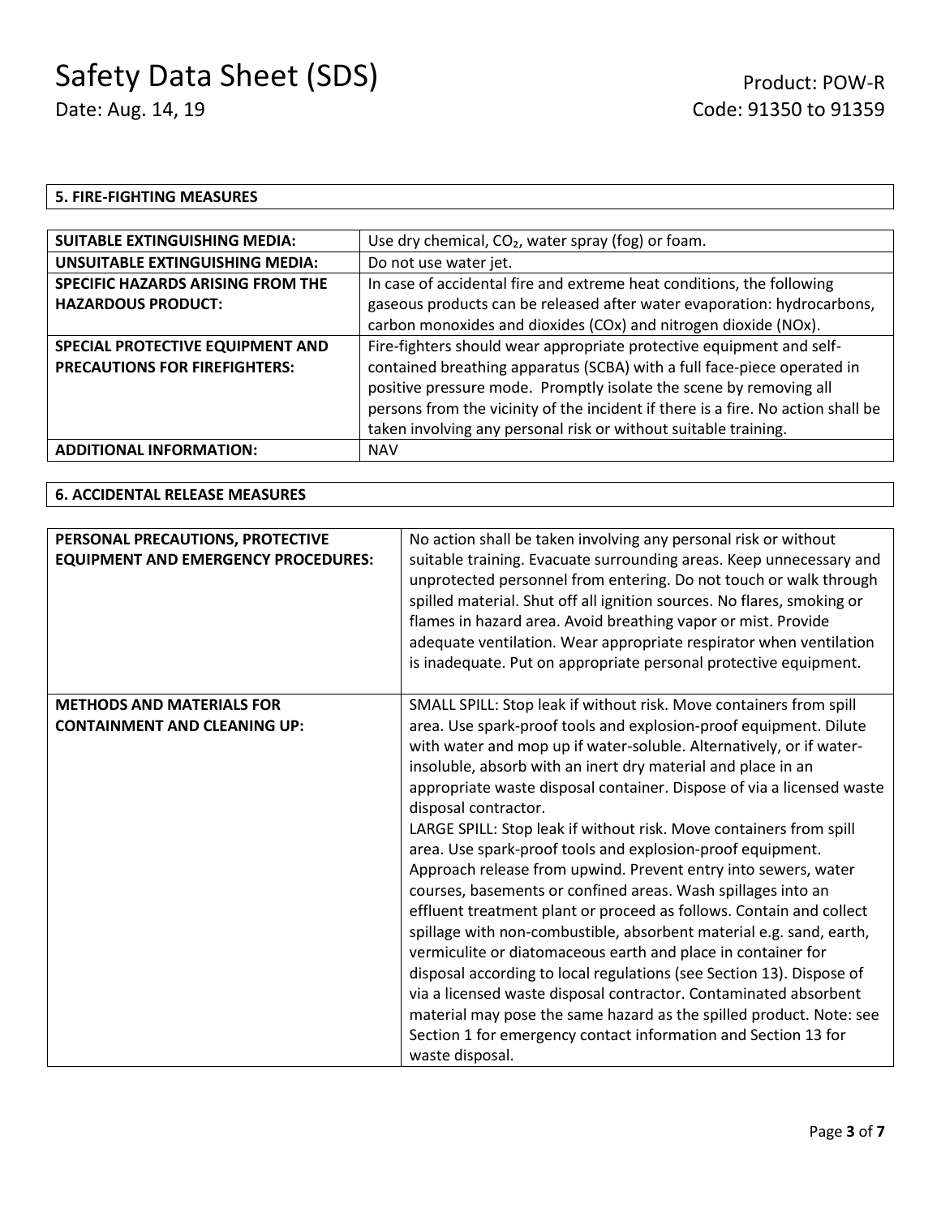## 5. FIRE-FIGHTING MEASURES

| | |
|---|---|
| **SUITABLE EXTINGUISHING MEDIA:** | Use dry chemical, $CO_2$, water spray (fog) or foam. |
| **UNSUITABLE EXTINGUISHING MEDIA:** | Do not use water jet. |
| **SPECIFIC HAZARDS ARISING FROM THE HAZARDOUS PRODUCT:** | In case of accidental fire and extreme heat conditions, the following gaseous products can be released after water evaporation: hydrocarbons, carbon monoxides and dioxides (COx) and nitrogen dioxide (NOx). |
| **SPECIAL PROTECTIVE EQUIPMENT AND PRECAUTIONS FOR FIREFIGHTERS:** | Fire-fighters should wear appropriate protective equipment and self-contained breathing apparatus (SCBA) with a full face-piece operated in positive pressure mode. Promptly isolate the scene by removing all persons from the vicinity of the incident if there is a fire. No action shall be taken involving any personal risk or without suitable training. |
| **ADDITIONAL INFORMATION:** | NAV |

## 6. ACCIDENTAL RELEASE MEASURES

| | |
|---|---|
| **PERSONAL PRECAUTIONS, PROTECTIVE EQUIPMENT AND EMERGENCY PROCEDURES:** | No action shall be taken involving any personal risk or without suitable training. Evacuate surrounding areas. Keep unnecessary and unprotected personnel from entering. Do not touch or walk through spilled material. Shut off all ignition sources. No flares, smoking or flames in hazard area. Avoid breathing vapor or mist. Provide adequate ventilation. Wear appropriate respirator when ventilation is inadequate. Put on appropriate personal protective equipment. |
| **METHODS AND MATERIALS FOR CONTAINMENT AND CLEANING UP:** | SMALL SPILL: Stop leak if without risk. Move containers from spill area. Use spark-proof tools and explosion-proof equipment. Dilute with water and mop up if water-soluble. Alternatively, or if water-insoluble, absorb with an inert dry material and place in an appropriate waste disposal container. Dispose of via a licensed waste disposal contractor.<br>LARGE SPILL: Stop leak if without risk. Move containers from spill area. Use spark-proof tools and explosion-proof equipment. Approach release from upwind. Prevent entry into sewers, water courses, basements or confined areas. Wash spillages into an effluent treatment plant or proceed as follows. Contain and collect spillage with non-combustible, absorbent material e.g. sand, earth, vermiculite or diatomaceous earth and place in container for disposal according to local regulations (see Section 13). Dispose of via a licensed waste disposal contractor. Contaminated absorbent material may pose the same hazard as the spilled product. Note: see Section 1 for emergency contact information and Section 13 for waste disposal. |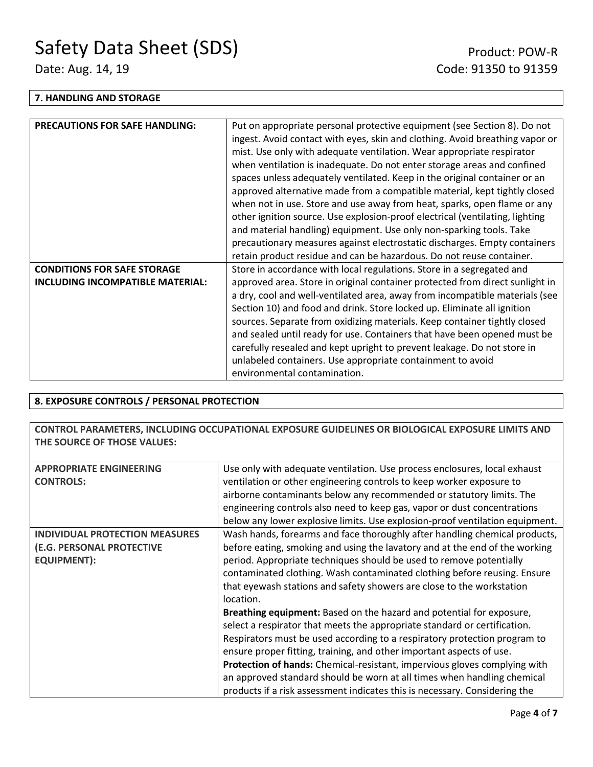## 7. HANDLING AND STORAGE

| | |
|---|---|
| **PRECAUTIONS FOR SAFE HANDLING:** | Put on appropriate personal protective equipment (see Section 8). Do not ingest. Avoid contact with eyes, skin and clothing. Avoid breathing vapor or mist. Use only with adequate ventilation. Wear appropriate respirator when ventilation is inadequate. Do not enter storage areas and confined spaces unless adequately ventilated. Keep in the original container or an approved alternative made from a compatible material, kept tightly closed when not in use. Store and use away from heat, sparks, open flame or any other ignition source. Use explosion-proof electrical (ventilating, lighting and material handling) equipment. Use only non-sparking tools. Take precautionary measures against electrostatic discharges. Empty containers retain product residue and can be hazardous. Do not reuse container. |
| **CONDITIONS FOR SAFE STORAGE INCLUDING INCOMPATIBLE MATERIAL:** | Store in accordance with local regulations. Store in a segregated and approved area. Store in original container protected from direct sunlight in a dry, cool and well-ventilated area, away from incompatible materials (see Section 10) and food and drink. Store locked up. Eliminate all ignition sources. Separate from oxidizing materials. Keep container tightly closed and sealed until ready for use. Containers that have been opened must be carefully resealed and kept upright to prevent leakage. Do not store in unlabeled containers. Use appropriate containment to avoid environmental contamination. |

## 8. EXPOSURE CONTROLS / PERSONAL PROTECTION

**CONTROL PARAMETERS, INCLUDING OCCUPATIONAL EXPOSURE GUIDELINES OR BIOLOGICAL EXPOSURE LIMITS AND THE SOURCE OF THOSE VALUES:**

| | |
|---|---|
| **APPROPRIATE ENGINEERING CONTROLS:** | Use only with adequate ventilation. Use process enclosures, local exhaust ventilation or other engineering controls to keep worker exposure to airborne contaminants below any recommended or statutory limits. The engineering controls also need to keep gas, vapor or dust concentrations below any lower explosive limits. Use explosion-proof ventilation equipment. |
| **INDIVIDUAL PROTECTION MEASURES (E.G. PERSONAL PROTECTIVE EQUIPMENT):** | Wash hands, forearms and face thoroughly after handling chemical products, before eating, smoking and using the lavatory and at the end of the working period. Appropriate techniques should be used to remove potentially contaminated clothing. Wash contaminated clothing before reusing. Ensure that eyewash stations and safety showers are close to the workstation location.<br>**Breathing equipment:** Based on the hazard and potential for exposure, select a respirator that meets the appropriate standard or certification. Respirators must be used according to a respiratory protection program to ensure proper fitting, training, and other important aspects of use.<br>**Protection of hands:** Chemical-resistant, impervious gloves complying with an approved standard should be worn at all times when handling chemical products if a risk assessment indicates this is necessary. Considering the |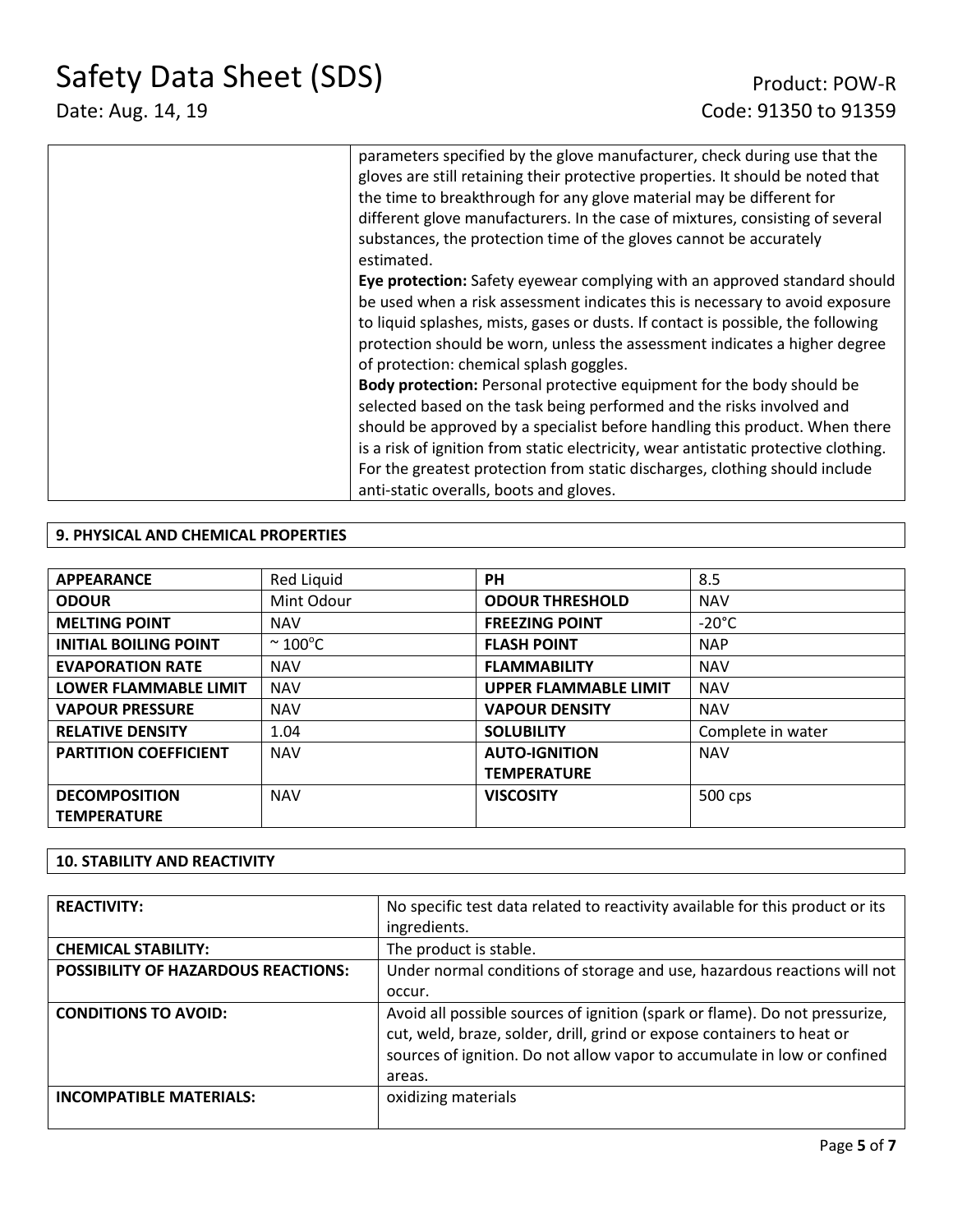| | parameters specified by the glove manufacturer, check during use that the gloves are still retaining their protective properties. It should be noted that the time to breakthrough for any glove material may be different for different glove manufacturers. In the case of mixtures, consisting of several substances, the protection time of the gloves cannot be accurately estimated.<br>**Eye protection:** Safety eyewear complying with an approved standard should be used when a risk assessment indicates this is necessary to avoid exposure to liquid splashes, mists, gases or dusts. If contact is possible, the following protection should be worn, unless the assessment indicates a higher degree of protection: chemical splash goggles.<br>**Body protection:** Personal protective equipment for the body should be selected based on the task being performed and the risks involved and should be approved by a specialist before handling this product. When there is a risk of ignition from static electricity, wear antistatic protective clothing. For the greatest protection from static discharges, clothing should include anti-static overalls, boots and gloves. |
|---|---|

## 9. PHYSICAL AND CHEMICAL PROPERTIES

| | | | |
|---|---|---|---|
| **APPEARANCE** | Red Liquid | **PH** | 8.5 |
| **ODOUR** | Mint Odour | **ODOUR THRESHOLD** | NAV |
| **MELTING POINT** | NAV | **FREEZING POINT** | -20°C |
| **INITIAL BOILING POINT** | ~ 100°C | **FLASH POINT** | NAP |
| **EVAPORATION RATE** | NAV | **FLAMMABILITY** | NAV |
| **LOWER FLAMMABLE LIMIT** | NAV | **UPPER FLAMMABLE LIMIT** | NAV |
| **VAPOUR PRESSURE** | NAV | **VAPOUR DENSITY** | NAV |
| **RELATIVE DENSITY** | 1.04 | **SOLUBILITY** | Complete in water |
| **PARTITION COEFFICIENT** | NAV | **AUTO-IGNITION TEMPERATURE** | NAV |
| **DECOMPOSITION TEMPERATURE** | NAV | **VISCOSITY** | 500 cps |

## 10. STABILITY AND REACTIVITY

| | |
|---|---|
| **REACTIVITY:** | No specific test data related to reactivity available for this product or its ingredients. |
| **CHEMICAL STABILITY:** | The product is stable. |
| **POSSIBILITY OF HAZARDOUS REACTIONS:** | Under normal conditions of storage and use, hazardous reactions will not occur. |
| **CONDITIONS TO AVOID:** | Avoid all possible sources of ignition (spark or flame). Do not pressurize, cut, weld, braze, solder, drill, grind or expose containers to heat or sources of ignition. Do not allow vapor to accumulate in low or confined areas. |
| **INCOMPATIBLE MATERIALS:** | oxidizing materials |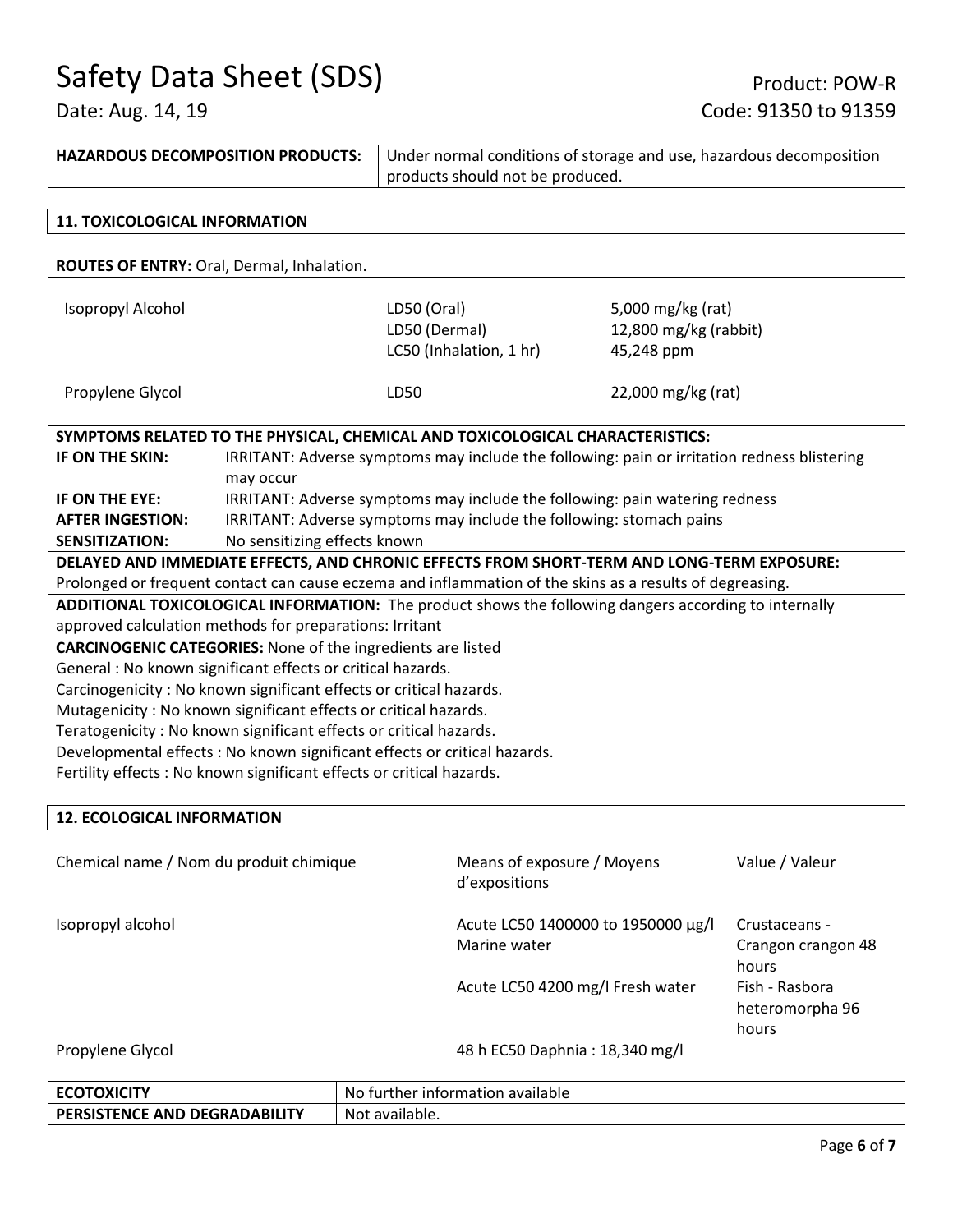| HAZARDOUS DECOMPOSITION PRODUCTS: | Under normal conditions of storage and use, hazardous decomposition products should not be produced. |
|---|---|

## 11. TOXICOLOGICAL INFORMATION

**ROUTES OF ENTRY:** Oral, Dermal, Inhalation.

| | | |
|---|---|---|
| Isopropyl Alcohol | LD50 (Oral)<br>LD50 (Dermal)<br>LC50 (Inhalation, 1 hr) | 5,000 mg/kg (rat)<br>12,800 mg/kg (rabbit)<br>45,248 ppm |
| Propylene Glycol | LD50 | 22,000 mg/kg (rat) |

**SYMPTOMS RELATED TO THE PHYSICAL, CHEMICAL AND TOXICOLOGICAL CHARACTERISTICS:**

| | |
|---|---|
| **IF ON THE SKIN:** | IRRITANT: Adverse symptoms may include the following: pain or irritation redness blistering may occur |
| **IF ON THE EYE:** | IRRITANT: Adverse symptoms may include the following: pain watering redness |
| **AFTER INGESTION:** | IRRITANT: Adverse symptoms may include the following: stomach pains |
| **SENSITIZATION:** | No sensitizing effects known |

**DELAYED AND IMMEDIATE EFFECTS, AND CHRONIC EFFECTS FROM SHORT-TERM AND LONG-TERM EXPOSURE:**
Prolonged or frequent contact can cause eczema and inflammation of the skins as a results of degreasing.

**ADDITIONAL TOXICOLOGICAL INFORMATION:** The product shows the following dangers according to internally approved calculation methods for preparations: Irritant

**CARCINOGENIC CATEGORIES:** None of the ingredients are listed
General : No known significant effects or critical hazards.
Carcinogenicity : No known significant effects or critical hazards.
Mutagenicity : No known significant effects or critical hazards.
Teratogenicity : No known significant effects or critical hazards.
Developmental effects : No known significant effects or critical hazards.
Fertility effects : No known significant effects or critical hazards.

## 12. ECOLOGICAL INFORMATION

| Chemical name / Nom du produit chimique | Means of exposure / Moyens d'expositions | Value / Valeur |
|---|---|---|
| Isopropyl alcohol | Acute LC50 1400000 to 1950000 µg/l Marine water | Crustaceans - Crangon crangon 48 hours |
| | Acute LC50 4200 mg/l Fresh water | Fish - Rasbora heteromorpha 96 hours |
| Propylene Glycol | 48 h EC50 Daphnia : 18,340 mg/l | |

| ECOTOXICITY | No further information available |
|---|---|
| **PERSISTENCE AND DEGRADABILITY** | Not available. |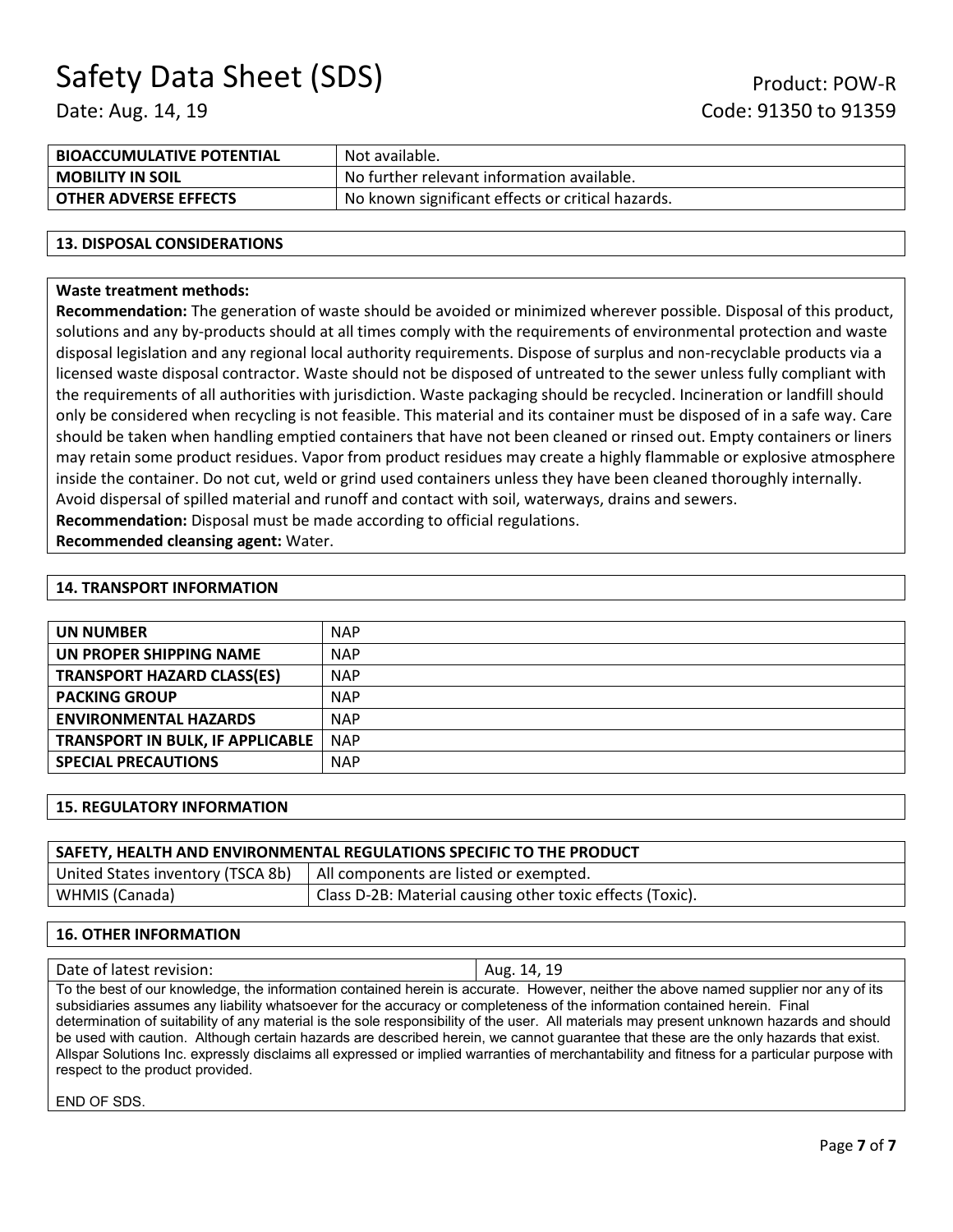| | |
|---|---|
| **BIOACCUMULATIVE POTENTIAL** | Not available. |
| **MOBILITY IN SOIL** | No further relevant information available. |
| **OTHER ADVERSE EFFECTS** | No known significant effects or critical hazards. |

## 13. DISPOSAL CONSIDERATIONS

**Waste treatment methods:**

**Recommendation:** The generation of waste should be avoided or minimized wherever possible. Disposal of this product, solutions and any by-products should at all times comply with the requirements of environmental protection and waste disposal legislation and any regional local authority requirements. Dispose of surplus and non-recyclable products via a licensed waste disposal contractor. Waste should not be disposed of untreated to the sewer unless fully compliant with the requirements of all authorities with jurisdiction. Waste packaging should be recycled. Incineration or landfill should only be considered when recycling is not feasible. This material and its container must be disposed of in a safe way. Care should be taken when handling emptied containers that have not been cleaned or rinsed out. Empty containers or liners may retain some product residues. Vapor from product residues may create a highly flammable or explosive atmosphere inside the container. Do not cut, weld or grind used containers unless they have been cleaned thoroughly internally. Avoid dispersal of spilled material and runoff and contact with soil, waterways, drains and sewers.

**Recommendation:** Disposal must be made according to official regulations.

**Recommended cleansing agent:** Water.

## 14. TRANSPORT INFORMATION

| | |
|---|---|
| **UN NUMBER** | NAP |
| **UN PROPER SHIPPING NAME** | NAP |
| **TRANSPORT HAZARD CLASS(ES)** | NAP |
| **PACKING GROUP** | NAP |
| **ENVIRONMENTAL HAZARDS** | NAP |
| **TRANSPORT IN BULK, IF APPLICABLE** | NAP |
| **SPECIAL PRECAUTIONS** | NAP |

## 15. REGULATORY INFORMATION

| **SAFETY, HEALTH AND ENVIRONMENTAL REGULATIONS SPECIFIC TO THE PRODUCT** | |
|---|---|
| United States inventory (TSCA 8b) | All components are listed or exempted. |
| WHMIS (Canada) | Class D-2B: Material causing other toxic effects (Toxic). |

## 16. OTHER INFORMATION

| | |
|---|---|
| Date of latest revision: | Aug. 14, 19 |

To the best of our knowledge, the information contained herein is accurate. However, neither the above named supplier nor any of its subsidiaries assumes any liability whatsoever for the accuracy or completeness of the information contained herein. Final determination of suitability of any material is the sole responsibility of the user. All materials may present unknown hazards and should be used with caution. Although certain hazards are described herein, we cannot guarantee that these are the only hazards that exist. Allspar Solutions Inc. expressly disclaims all expressed or implied warranties of merchantability and fitness for a particular purpose with respect to the product provided.

END OF SDS.